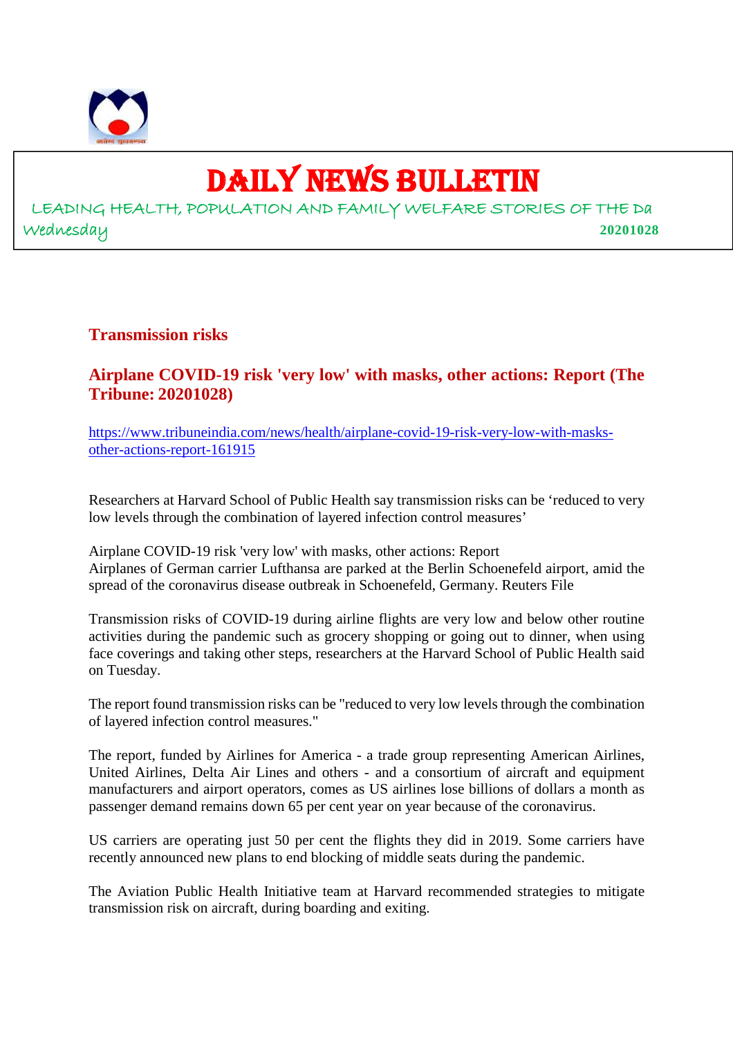# DAILY NEWS BULLETIN

LEADING HEALTH, POPULATION AND FAMILY WELFARE STORIES OF THE Da

Wednesday **20201028**

## Transmission risks

### Airplane COVID-19 risk 'very low' with masks, other actions: Report (The Tribune: 20201028)

https://www.tribuneindia.com/news/health/airplane-covid-19-risk-very-low-with-masks-other-actions-report-161915

Researchers at Harvard School of Public Health say transmission risks can be 'reduced to very low levels through the combination of layered infection control measures'

Airplane COVID-19 risk 'very low' with masks, other actions: Report
Airplanes of German carrier Lufthansa are parked at the Berlin Schoenefeld airport, amid the spread of the coronavirus disease outbreak in Schoenefeld, Germany. Reuters File

Transmission risks of COVID-19 during airline flights are very low and below other routine activities during the pandemic such as grocery shopping or going out to dinner, when using face coverings and taking other steps, researchers at the Harvard School of Public Health said on Tuesday.

The report found transmission risks can be "reduced to very low levels through the combination of layered infection control measures."

The report, funded by Airlines for America - a trade group representing American Airlines, United Airlines, Delta Air Lines and others - and a consortium of aircraft and equipment manufacturers and airport operators, comes as US airlines lose billions of dollars a month as passenger demand remains down 65 per cent year on year because of the coronavirus.

US carriers are operating just 50 per cent the flights they did in 2019. Some carriers have recently announced new plans to end blocking of middle seats during the pandemic.

The Aviation Public Health Initiative team at Harvard recommended strategies to mitigate transmission risk on aircraft, during boarding and exiting.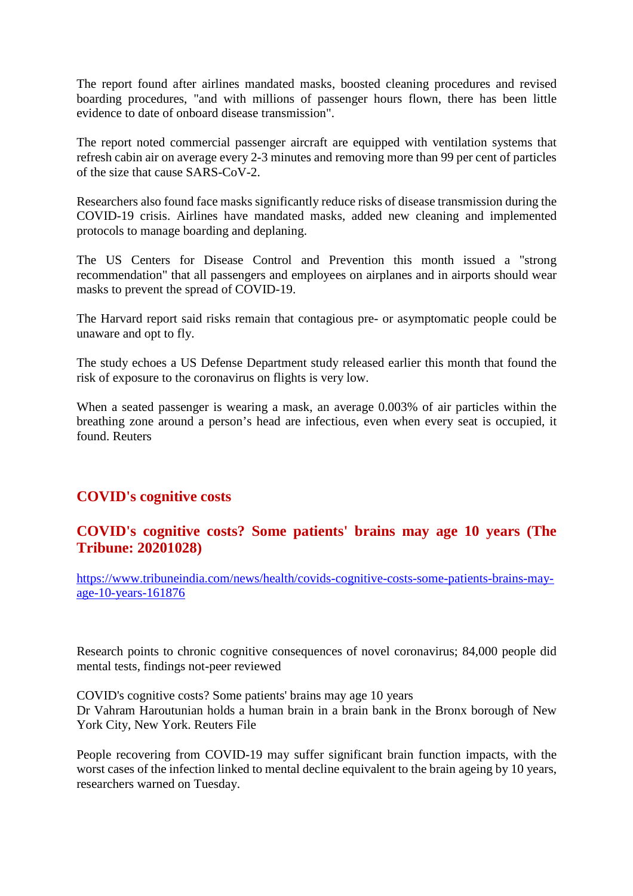The report found after airlines mandated masks, boosted cleaning procedures and revised boarding procedures, "and with millions of passenger hours flown, there has been little evidence to date of onboard disease transmission".

The report noted commercial passenger aircraft are equipped with ventilation systems that refresh cabin air on average every 2-3 minutes and removing more than 99 per cent of particles of the size that cause SARS-CoV-2.

Researchers also found face masks significantly reduce risks of disease transmission during the COVID-19 crisis. Airlines have mandated masks, added new cleaning and implemented protocols to manage boarding and deplaning.

The US Centers for Disease Control and Prevention this month issued a "strong recommendation" that all passengers and employees on airplanes and in airports should wear masks to prevent the spread of COVID-19.

The Harvard report said risks remain that contagious pre- or asymptomatic people could be unaware and opt to fly.

The study echoes a US Defense Department study released earlier this month that found the risk of exposure to the coronavirus on flights is very low.

When a seated passenger is wearing a mask, an average 0.003% of air particles within the breathing zone around a person's head are infectious, even when every seat is occupied, it found. Reuters

## COVID's cognitive costs

## COVID's cognitive costs? Some patients' brains may age 10 years (The Tribune: 20201028)

https://www.tribuneindia.com/news/health/covids-cognitive-costs-some-patients-brains-may-age-10-years-161876

Research points to chronic cognitive consequences of novel coronavirus; 84,000 people did mental tests, findings not-peer reviewed

COVID's cognitive costs? Some patients' brains may age 10 years
Dr Vahram Haroutunian holds a human brain in a brain bank in the Bronx borough of New York City, New York. Reuters File

People recovering from COVID-19 may suffer significant brain function impacts, with the worst cases of the infection linked to mental decline equivalent to the brain ageing by 10 years, researchers warned on Tuesday.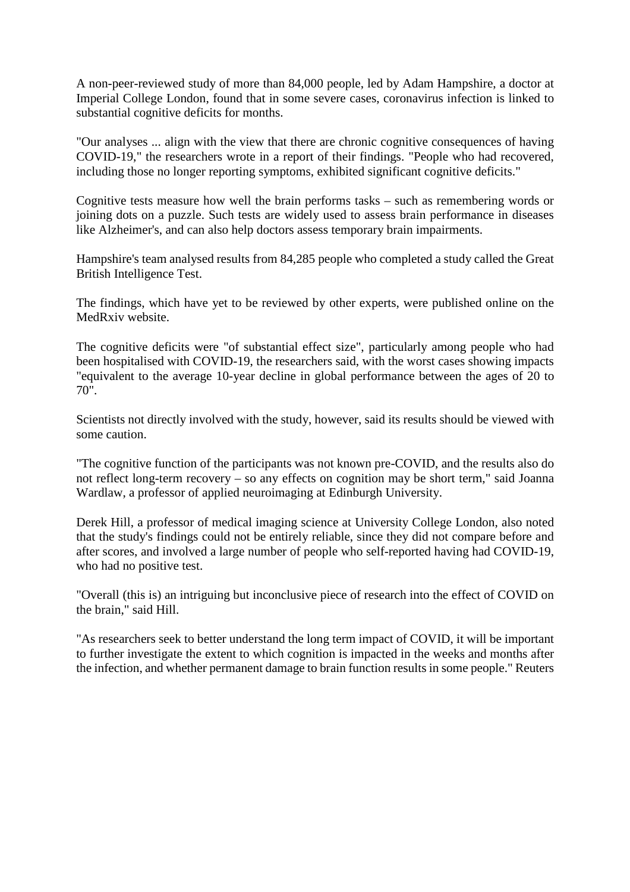A non-peer-reviewed study of more than 84,000 people, led by Adam Hampshire, a doctor at Imperial College London, found that in some severe cases, coronavirus infection is linked to substantial cognitive deficits for months.

"Our analyses ... align with the view that there are chronic cognitive consequences of having COVID-19," the researchers wrote in a report of their findings. "People who had recovered, including those no longer reporting symptoms, exhibited significant cognitive deficits."

Cognitive tests measure how well the brain performs tasks – such as remembering words or joining dots on a puzzle. Such tests are widely used to assess brain performance in diseases like Alzheimer's, and can also help doctors assess temporary brain impairments.

Hampshire's team analysed results from 84,285 people who completed a study called the Great British Intelligence Test.

The findings, which have yet to be reviewed by other experts, were published online on the MedRxiv website.

The cognitive deficits were "of substantial effect size", particularly among people who had been hospitalised with COVID-19, the researchers said, with the worst cases showing impacts "equivalent to the average 10-year decline in global performance between the ages of 20 to 70".

Scientists not directly involved with the study, however, said its results should be viewed with some caution.

"The cognitive function of the participants was not known pre-COVID, and the results also do not reflect long-term recovery – so any effects on cognition may be short term," said Joanna Wardlaw, a professor of applied neuroimaging at Edinburgh University.

Derek Hill, a professor of medical imaging science at University College London, also noted that the study's findings could not be entirely reliable, since they did not compare before and after scores, and involved a large number of people who self-reported having had COVID-19, who had no positive test.

"Overall (this is) an intriguing but inconclusive piece of research into the effect of COVID on the brain," said Hill.

"As researchers seek to better understand the long term impact of COVID, it will be important to further investigate the extent to which cognition is impacted in the weeks and months after the infection, and whether permanent damage to brain function results in some people." Reuters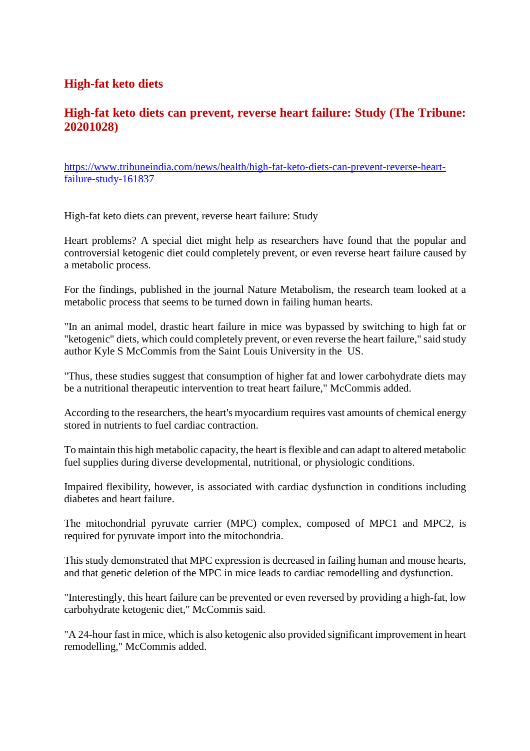## High-fat keto diets

## High-fat keto diets can prevent, reverse heart failure: Study (The Tribune: 20201028)

https://www.tribuneindia.com/news/health/high-fat-keto-diets-can-prevent-reverse-heart-failure-study-161837

High-fat keto diets can prevent, reverse heart failure: Study

Heart problems? A special diet might help as researchers have found that the popular and controversial ketogenic diet could completely prevent, or even reverse heart failure caused by a metabolic process.

For the findings, published in the journal Nature Metabolism, the research team looked at a metabolic process that seems to be turned down in failing human hearts.

"In an animal model, drastic heart failure in mice was bypassed by switching to high fat or "ketogenic" diets, which could completely prevent, or even reverse the heart failure," said study author Kyle S McCommis from the Saint Louis University in the US.

"Thus, these studies suggest that consumption of higher fat and lower carbohydrate diets may be a nutritional therapeutic intervention to treat heart failure," McCommis added.

According to the researchers, the heart's myocardium requires vast amounts of chemical energy stored in nutrients to fuel cardiac contraction.

To maintain this high metabolic capacity, the heart is flexible and can adapt to altered metabolic fuel supplies during diverse developmental, nutritional, or physiologic conditions.

Impaired flexibility, however, is associated with cardiac dysfunction in conditions including diabetes and heart failure.

The mitochondrial pyruvate carrier (MPC) complex, composed of MPC1 and MPC2, is required for pyruvate import into the mitochondria.

This study demonstrated that MPC expression is decreased in failing human and mouse hearts, and that genetic deletion of the MPC in mice leads to cardiac remodelling and dysfunction.

"Interestingly, this heart failure can be prevented or even reversed by providing a high-fat, low carbohydrate ketogenic diet," McCommis said.

"A 24-hour fast in mice, which is also ketogenic also provided significant improvement in heart remodelling," McCommis added.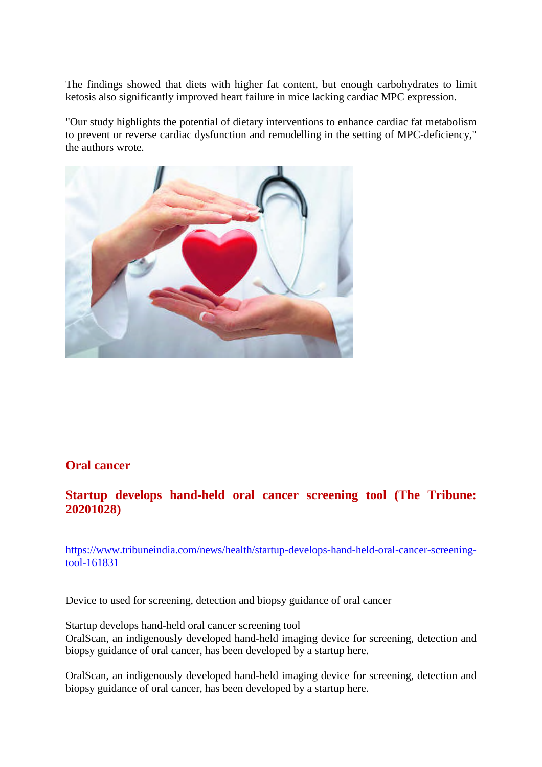The findings showed that diets with higher fat content, but enough carbohydrates to limit ketosis also significantly improved heart failure in mice lacking cardiac MPC expression.

"Our study highlights the potential of dietary interventions to enhance cardiac fat metabolism to prevent or reverse cardiac dysfunction and remodelling in the setting of MPC-deficiency," the authors wrote.

## Oral cancer

## Startup develops hand-held oral cancer screening tool (The Tribune: 20201028)

https://www.tribuneindia.com/news/health/startup-develops-hand-held-oral-cancer-screening-tool-161831

Device to used for screening, detection and biopsy guidance of oral cancer

Startup develops hand-held oral cancer screening tool
OralScan, an indigenously developed hand-held imaging device for screening, detection and biopsy guidance of oral cancer, has been developed by a startup here.

OralScan, an indigenously developed hand-held imaging device for screening, detection and biopsy guidance of oral cancer, has been developed by a startup here.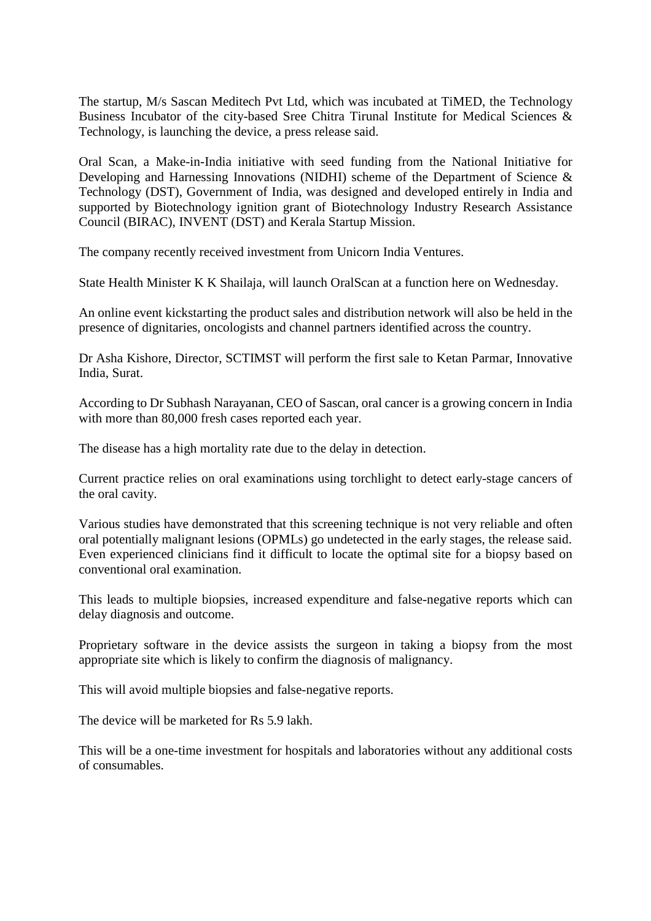The startup, M/s Sascan Meditech Pvt Ltd, which was incubated at TiMED, the Technology Business Incubator of the city-based Sree Chitra Tirunal Institute for Medical Sciences & Technology, is launching the device, a press release said.

Oral Scan, a Make-in-India initiative with seed funding from the National Initiative for Developing and Harnessing Innovations (NIDHI) scheme of the Department of Science & Technology (DST), Government of India, was designed and developed entirely in India and supported by Biotechnology ignition grant of Biotechnology Industry Research Assistance Council (BIRAC), INVENT (DST) and Kerala Startup Mission.

The company recently received investment from Unicorn India Ventures.

State Health Minister K K Shailaja, will launch OralScan at a function here on Wednesday.

An online event kickstarting the product sales and distribution network will also be held in the presence of dignitaries, oncologists and channel partners identified across the country.

Dr Asha Kishore, Director, SCTIMST will perform the first sale to Ketan Parmar, Innovative India, Surat.

According to Dr Subhash Narayanan, CEO of Sascan, oral cancer is a growing concern in India with more than 80,000 fresh cases reported each year.

The disease has a high mortality rate due to the delay in detection.

Current practice relies on oral examinations using torchlight to detect early-stage cancers of the oral cavity.

Various studies have demonstrated that this screening technique is not very reliable and often oral potentially malignant lesions (OPMLs) go undetected in the early stages, the release said. Even experienced clinicians find it difficult to locate the optimal site for a biopsy based on conventional oral examination.

This leads to multiple biopsies, increased expenditure and false-negative reports which can delay diagnosis and outcome.

Proprietary software in the device assists the surgeon in taking a biopsy from the most appropriate site which is likely to confirm the diagnosis of malignancy.

This will avoid multiple biopsies and false-negative reports.

The device will be marketed for Rs 5.9 lakh.

This will be a one-time investment for hospitals and laboratories without any additional costs of consumables.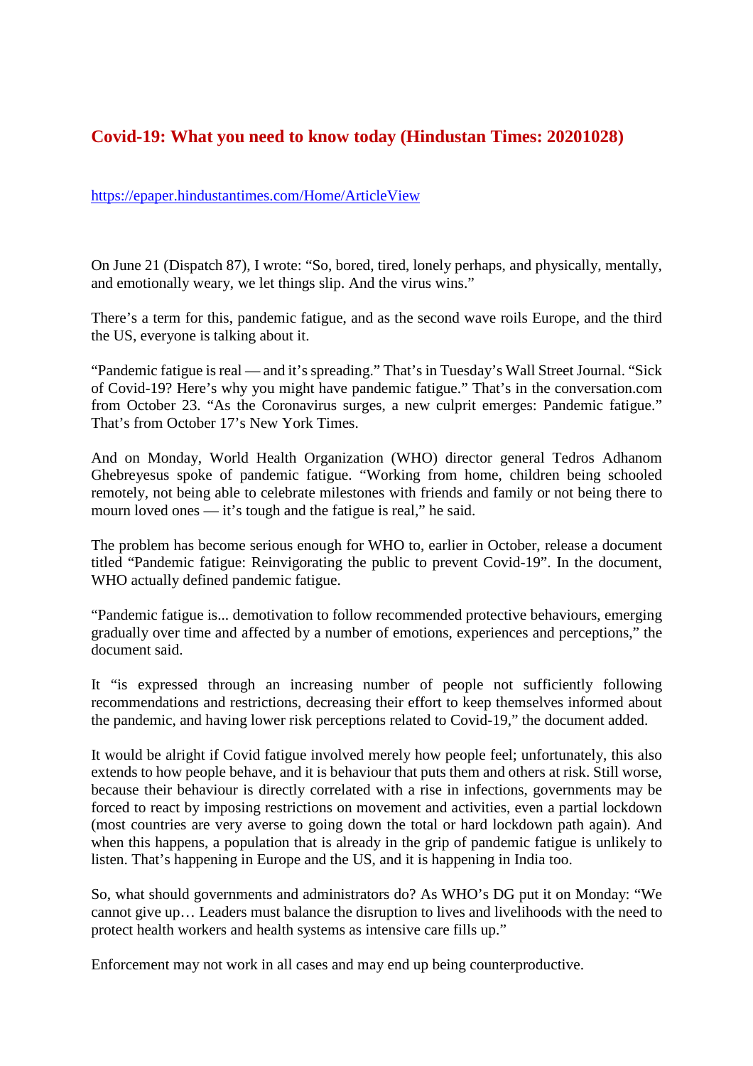## Covid-19: What you need to know today (Hindustan Times: 20201028)

https://epaper.hindustantimes.com/Home/ArticleView

On June 21 (Dispatch 87), I wrote: "So, bored, tired, lonely perhaps, and physically, mentally, and emotionally weary, we let things slip. And the virus wins."

There's a term for this, pandemic fatigue, and as the second wave roils Europe, and the third the US, everyone is talking about it.

"Pandemic fatigue is real — and it's spreading." That's in Tuesday's Wall Street Journal. "Sick of Covid-19? Here's why you might have pandemic fatigue." That's in the conversation.com from October 23. "As the Coronavirus surges, a new culprit emerges: Pandemic fatigue." That's from October 17's New York Times.

And on Monday, World Health Organization (WHO) director general Tedros Adhanom Ghebreyesus spoke of pandemic fatigue. "Working from home, children being schooled remotely, not being able to celebrate milestones with friends and family or not being there to mourn loved ones — it's tough and the fatigue is real," he said.

The problem has become serious enough for WHO to, earlier in October, release a document titled "Pandemic fatigue: Reinvigorating the public to prevent Covid-19". In the document, WHO actually defined pandemic fatigue.

"Pandemic fatigue is... demotivation to follow recommended protective behaviours, emerging gradually over time and affected by a number of emotions, experiences and perceptions," the document said.

It "is expressed through an increasing number of people not sufficiently following recommendations and restrictions, decreasing their effort to keep themselves informed about the pandemic, and having lower risk perceptions related to Covid-19," the document added.

It would be alright if Covid fatigue involved merely how people feel; unfortunately, this also extends to how people behave, and it is behaviour that puts them and others at risk. Still worse, because their behaviour is directly correlated with a rise in infections, governments may be forced to react by imposing restrictions on movement and activities, even a partial lockdown (most countries are very averse to going down the total or hard lockdown path again). And when this happens, a population that is already in the grip of pandemic fatigue is unlikely to listen. That's happening in Europe and the US, and it is happening in India too.

So, what should governments and administrators do? As WHO's DG put it on Monday: "We cannot give up… Leaders must balance the disruption to lives and livelihoods with the need to protect health workers and health systems as intensive care fills up."

Enforcement may not work in all cases and may end up being counterproductive.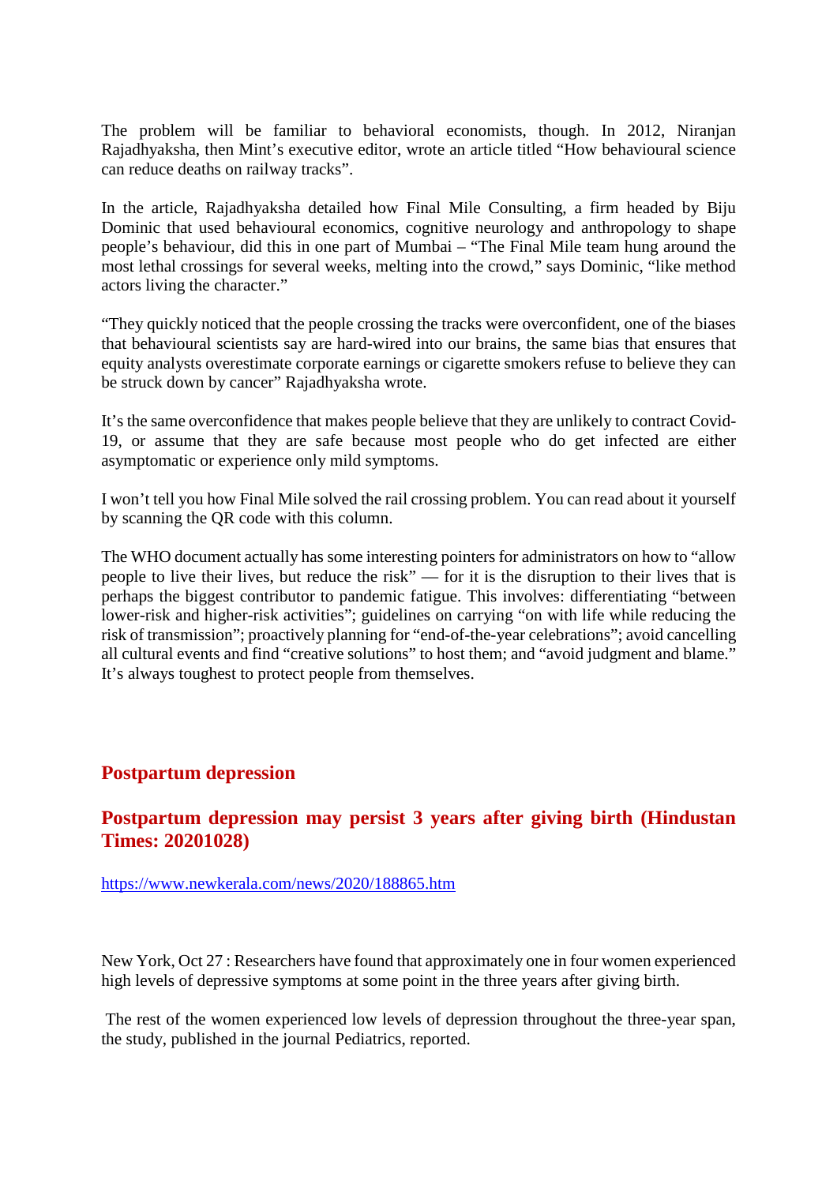The problem will be familiar to behavioral economists, though. In 2012, Niranjan Rajadhyaksha, then Mint's executive editor, wrote an article titled "How behavioural science can reduce deaths on railway tracks".

In the article, Rajadhyaksha detailed how Final Mile Consulting, a firm headed by Biju Dominic that used behavioural economics, cognitive neurology and anthropology to shape people's behaviour, did this in one part of Mumbai – "The Final Mile team hung around the most lethal crossings for several weeks, melting into the crowd," says Dominic, "like method actors living the character."

"They quickly noticed that the people crossing the tracks were overconfident, one of the biases that behavioural scientists say are hard-wired into our brains, the same bias that ensures that equity analysts overestimate corporate earnings or cigarette smokers refuse to believe they can be struck down by cancer" Rajadhyaksha wrote.

It's the same overconfidence that makes people believe that they are unlikely to contract Covid-19, or assume that they are safe because most people who do get infected are either asymptomatic or experience only mild symptoms.

I won't tell you how Final Mile solved the rail crossing problem. You can read about it yourself by scanning the QR code with this column.

The WHO document actually has some interesting pointers for administrators on how to "allow people to live their lives, but reduce the risk" — for it is the disruption to their lives that is perhaps the biggest contributor to pandemic fatigue. This involves: differentiating "between lower-risk and higher-risk activities"; guidelines on carrying "on with life while reducing the risk of transmission"; proactively planning for "end-of-the-year celebrations"; avoid cancelling all cultural events and find "creative solutions" to host them; and "avoid judgment and blame." It's always toughest to protect people from themselves.

## Postpartum depression

### Postpartum depression may persist 3 years after giving birth (Hindustan Times: 20201028)

https://www.newkerala.com/news/2020/188865.htm

New York, Oct 27 : Researchers have found that approximately one in four women experienced high levels of depressive symptoms at some point in the three years after giving birth.

The rest of the women experienced low levels of depression throughout the three-year span, the study, published in the journal Pediatrics, reported.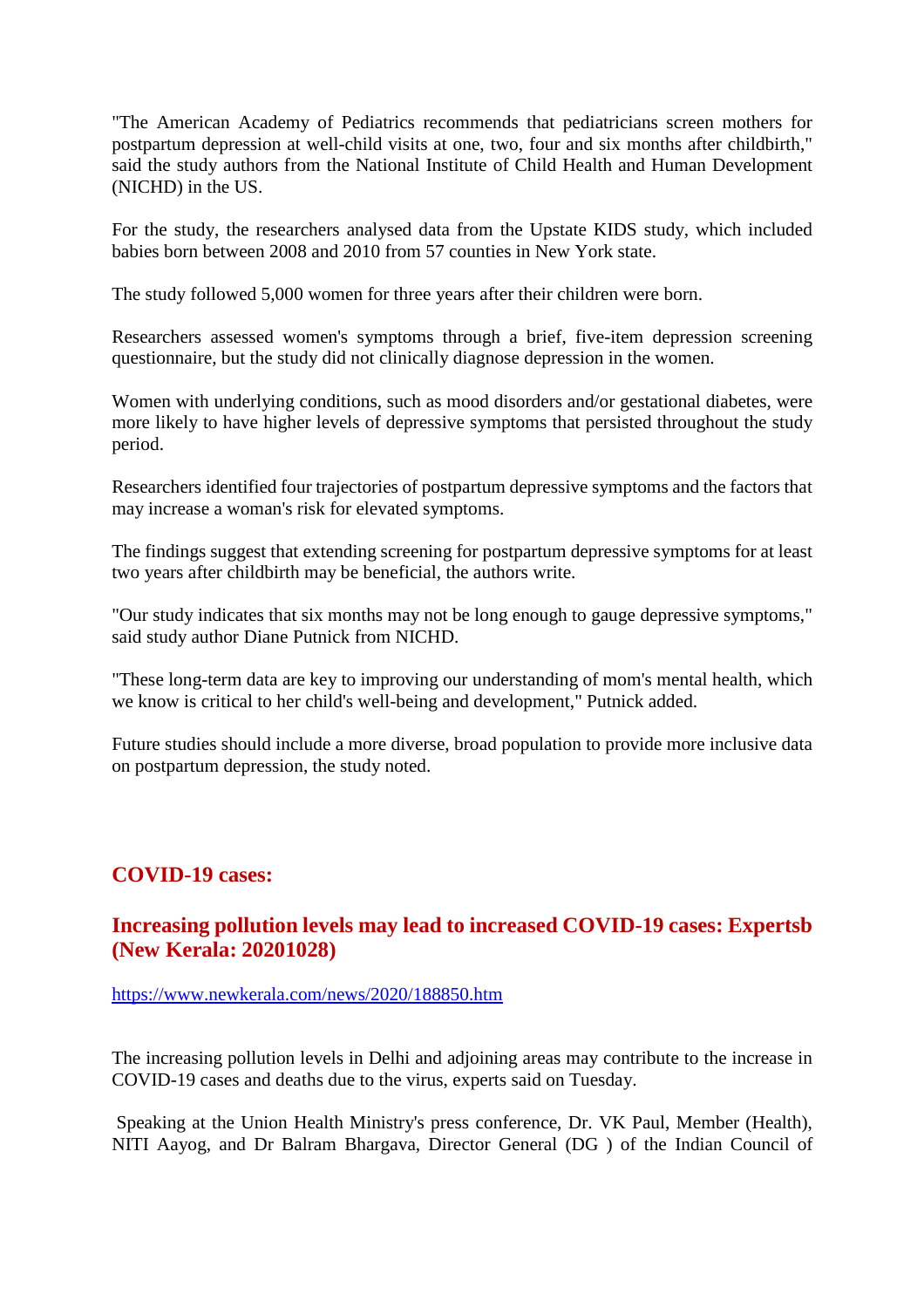"The American Academy of Pediatrics recommends that pediatricians screen mothers for postpartum depression at well-child visits at one, two, four and six months after childbirth," said the study authors from the National Institute of Child Health and Human Development (NICHD) in the US.

For the study, the researchers analysed data from the Upstate KIDS study, which included babies born between 2008 and 2010 from 57 counties in New York state.

The study followed 5,000 women for three years after their children were born.

Researchers assessed women's symptoms through a brief, five-item depression screening questionnaire, but the study did not clinically diagnose depression in the women.

Women with underlying conditions, such as mood disorders and/or gestational diabetes, were more likely to have higher levels of depressive symptoms that persisted throughout the study period.

Researchers identified four trajectories of postpartum depressive symptoms and the factors that may increase a woman's risk for elevated symptoms.

The findings suggest that extending screening for postpartum depressive symptoms for at least two years after childbirth may be beneficial, the authors write.

"Our study indicates that six months may not be long enough to gauge depressive symptoms," said study author Diane Putnick from NICHD.

"These long-term data are key to improving our understanding of mom's mental health, which we know is critical to her child's well-being and development," Putnick added.

Future studies should include a more diverse, broad population to provide more inclusive data on postpartum depression, the study noted.

## COVID-19 cases:

### Increasing pollution levels may lead to increased COVID-19 cases: Expertsb (New Kerala: 20201028)

https://www.newkerala.com/news/2020/188850.htm

The increasing pollution levels in Delhi and adjoining areas may contribute to the increase in COVID-19 cases and deaths due to the virus, experts said on Tuesday.

Speaking at the Union Health Ministry's press conference, Dr. VK Paul, Member (Health), NITI Aayog, and Dr Balram Bhargava, Director General (DG ) of the Indian Council of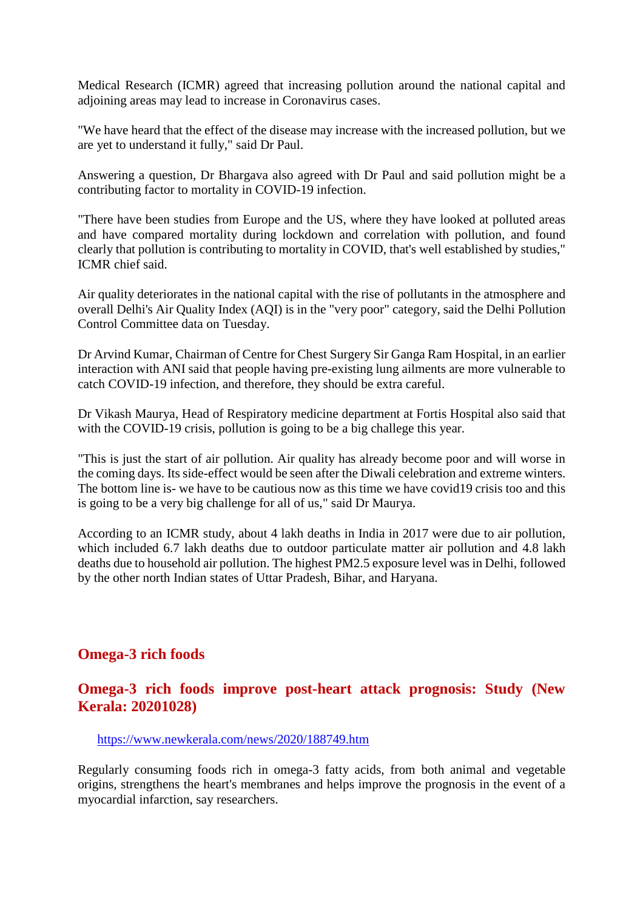Medical Research (ICMR) agreed that increasing pollution around the national capital and adjoining areas may lead to increase in Coronavirus cases.

"We have heard that the effect of the disease may increase with the increased pollution, but we are yet to understand it fully," said Dr Paul.

Answering a question, Dr Bhargava also agreed with Dr Paul and said pollution might be a contributing factor to mortality in COVID-19 infection.

"There have been studies from Europe and the US, where they have looked at polluted areas and have compared mortality during lockdown and correlation with pollution, and found clearly that pollution is contributing to mortality in COVID, that's well established by studies," ICMR chief said.

Air quality deteriorates in the national capital with the rise of pollutants in the atmosphere and overall Delhi's Air Quality Index (AQI) is in the "very poor" category, said the Delhi Pollution Control Committee data on Tuesday.

Dr Arvind Kumar, Chairman of Centre for Chest Surgery Sir Ganga Ram Hospital, in an earlier interaction with ANI said that people having pre-existing lung ailments are more vulnerable to catch COVID-19 infection, and therefore, they should be extra careful.

Dr Vikash Maurya, Head of Respiratory medicine department at Fortis Hospital also said that with the COVID-19 crisis, pollution is going to be a big challege this year.

"This is just the start of air pollution. Air quality has already become poor and will worse in the coming days. Its side-effect would be seen after the Diwali celebration and extreme winters. The bottom line is- we have to be cautious now as this time we have covid19 crisis too and this is going to be a very big challenge for all of us," said Dr Maurya.

According to an ICMR study, about 4 lakh deaths in India in 2017 were due to air pollution, which included 6.7 lakh deaths due to outdoor particulate matter air pollution and 4.8 lakh deaths due to household air pollution. The highest PM2.5 exposure level was in Delhi, followed by the other north Indian states of Uttar Pradesh, Bihar, and Haryana.

## Omega-3 rich foods

### Omega-3 rich foods improve post-heart attack prognosis: Study (New Kerala: 20201028)

https://www.newkerala.com/news/2020/188749.htm

Regularly consuming foods rich in omega-3 fatty acids, from both animal and vegetable origins, strengthens the heart's membranes and helps improve the prognosis in the event of a myocardial infarction, say researchers.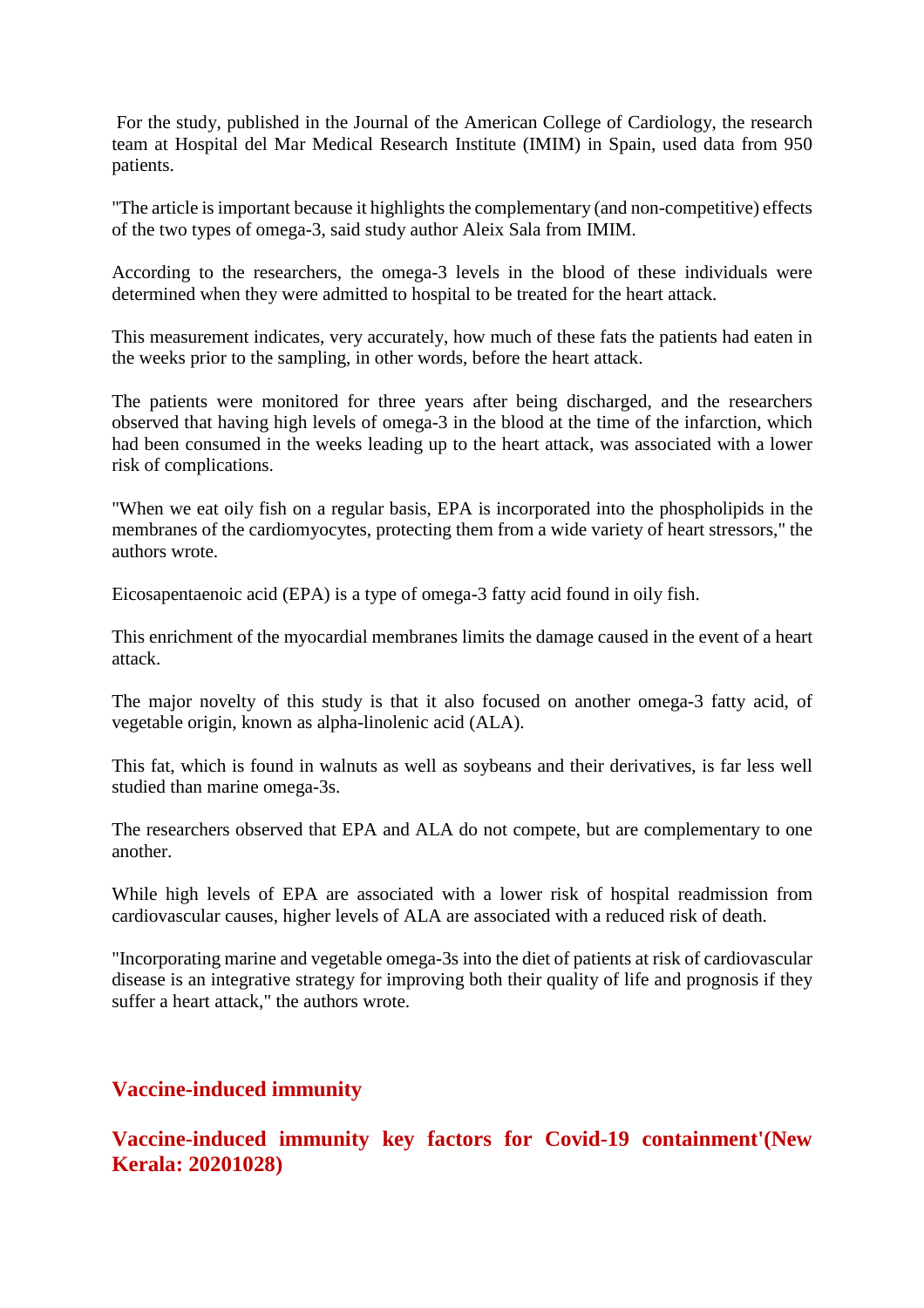For the study, published in the Journal of the American College of Cardiology, the research team at Hospital del Mar Medical Research Institute (IMIM) in Spain, used data from 950 patients.

"The article is important because it highlights the complementary (and non-competitive) effects of the two types of omega-3, said study author Aleix Sala from IMIM.

According to the researchers, the omega-3 levels in the blood of these individuals were determined when they were admitted to hospital to be treated for the heart attack.

This measurement indicates, very accurately, how much of these fats the patients had eaten in the weeks prior to the sampling, in other words, before the heart attack.

The patients were monitored for three years after being discharged, and the researchers observed that having high levels of omega-3 in the blood at the time of the infarction, which had been consumed in the weeks leading up to the heart attack, was associated with a lower risk of complications.

"When we eat oily fish on a regular basis, EPA is incorporated into the phospholipids in the membranes of the cardiomyocytes, protecting them from a wide variety of heart stressors," the authors wrote.

Eicosapentaenoic acid (EPA) is a type of omega-3 fatty acid found in oily fish.

This enrichment of the myocardial membranes limits the damage caused in the event of a heart attack.

The major novelty of this study is that it also focused on another omega-3 fatty acid, of vegetable origin, known as alpha-linolenic acid (ALA).

This fat, which is found in walnuts as well as soybeans and their derivatives, is far less well studied than marine omega-3s.

The researchers observed that EPA and ALA do not compete, but are complementary to one another.

While high levels of EPA are associated with a lower risk of hospital readmission from cardiovascular causes, higher levels of ALA are associated with a reduced risk of death.

"Incorporating marine and vegetable omega-3s into the diet of patients at risk of cardiovascular disease is an integrative strategy for improving both their quality of life and prognosis if they suffer a heart attack," the authors wrote.

## Vaccine-induced immunity

## Vaccine-induced immunity key factors for Covid-19 containment'(New Kerala: 20201028)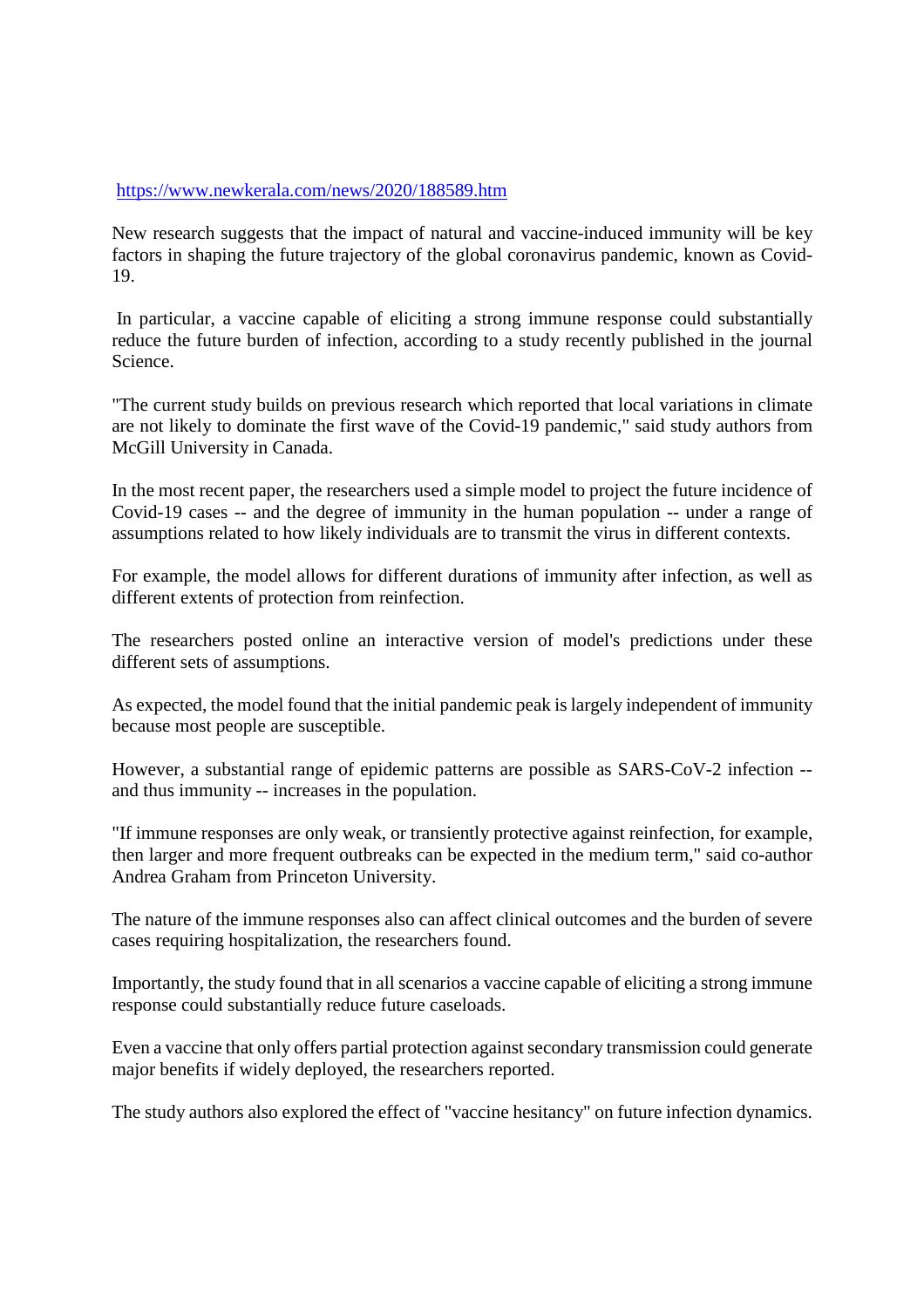https://www.newkerala.com/news/2020/188589.htm

New research suggests that the impact of natural and vaccine-induced immunity will be key factors in shaping the future trajectory of the global coronavirus pandemic, known as Covid-19.

In particular, a vaccine capable of eliciting a strong immune response could substantially reduce the future burden of infection, according to a study recently published in the journal Science.

"The current study builds on previous research which reported that local variations in climate are not likely to dominate the first wave of the Covid-19 pandemic," said study authors from McGill University in Canada.

In the most recent paper, the researchers used a simple model to project the future incidence of Covid-19 cases -- and the degree of immunity in the human population -- under a range of assumptions related to how likely individuals are to transmit the virus in different contexts.

For example, the model allows for different durations of immunity after infection, as well as different extents of protection from reinfection.

The researchers posted online an interactive version of model's predictions under these different sets of assumptions.

As expected, the model found that the initial pandemic peak is largely independent of immunity because most people are susceptible.

However, a substantial range of epidemic patterns are possible as SARS-CoV-2 infection -- and thus immunity -- increases in the population.

"If immune responses are only weak, or transiently protective against reinfection, for example, then larger and more frequent outbreaks can be expected in the medium term," said co-author Andrea Graham from Princeton University.

The nature of the immune responses also can affect clinical outcomes and the burden of severe cases requiring hospitalization, the researchers found.

Importantly, the study found that in all scenarios a vaccine capable of eliciting a strong immune response could substantially reduce future caseloads.

Even a vaccine that only offers partial protection against secondary transmission could generate major benefits if widely deployed, the researchers reported.

The study authors also explored the effect of "vaccine hesitancy" on future infection dynamics.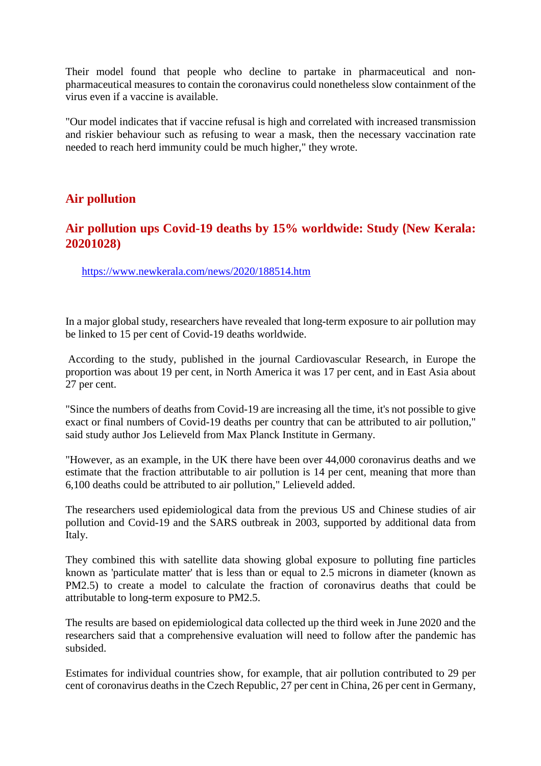Their model found that people who decline to partake in pharmaceutical and non-pharmaceutical measures to contain the coronavirus could nonetheless slow containment of the virus even if a vaccine is available.

"Our model indicates that if vaccine refusal is high and correlated with increased transmission and riskier behaviour such as refusing to wear a mask, then the necessary vaccination rate needed to reach herd immunity could be much higher," they wrote.

## Air pollution

### Air pollution ups Covid-19 deaths by 15% worldwide: Study (New Kerala: 20201028)

https://www.newkerala.com/news/2020/188514.htm

In a major global study, researchers have revealed that long-term exposure to air pollution may be linked to 15 per cent of Covid-19 deaths worldwide.

According to the study, published in the journal Cardiovascular Research, in Europe the proportion was about 19 per cent, in North America it was 17 per cent, and in East Asia about 27 per cent.

"Since the numbers of deaths from Covid-19 are increasing all the time, it's not possible to give exact or final numbers of Covid-19 deaths per country that can be attributed to air pollution," said study author Jos Lelieveld from Max Planck Institute in Germany.

"However, as an example, in the UK there have been over 44,000 coronavirus deaths and we estimate that the fraction attributable to air pollution is 14 per cent, meaning that more than 6,100 deaths could be attributed to air pollution," Lelieveld added.

The researchers used epidemiological data from the previous US and Chinese studies of air pollution and Covid-19 and the SARS outbreak in 2003, supported by additional data from Italy.

They combined this with satellite data showing global exposure to polluting fine particles known as 'particulate matter' that is less than or equal to 2.5 microns in diameter (known as PM2.5) to create a model to calculate the fraction of coronavirus deaths that could be attributable to long-term exposure to PM2.5.

The results are based on epidemiological data collected up the third week in June 2020 and the researchers said that a comprehensive evaluation will need to follow after the pandemic has subsided.

Estimates for individual countries show, for example, that air pollution contributed to 29 per cent of coronavirus deaths in the Czech Republic, 27 per cent in China, 26 per cent in Germany,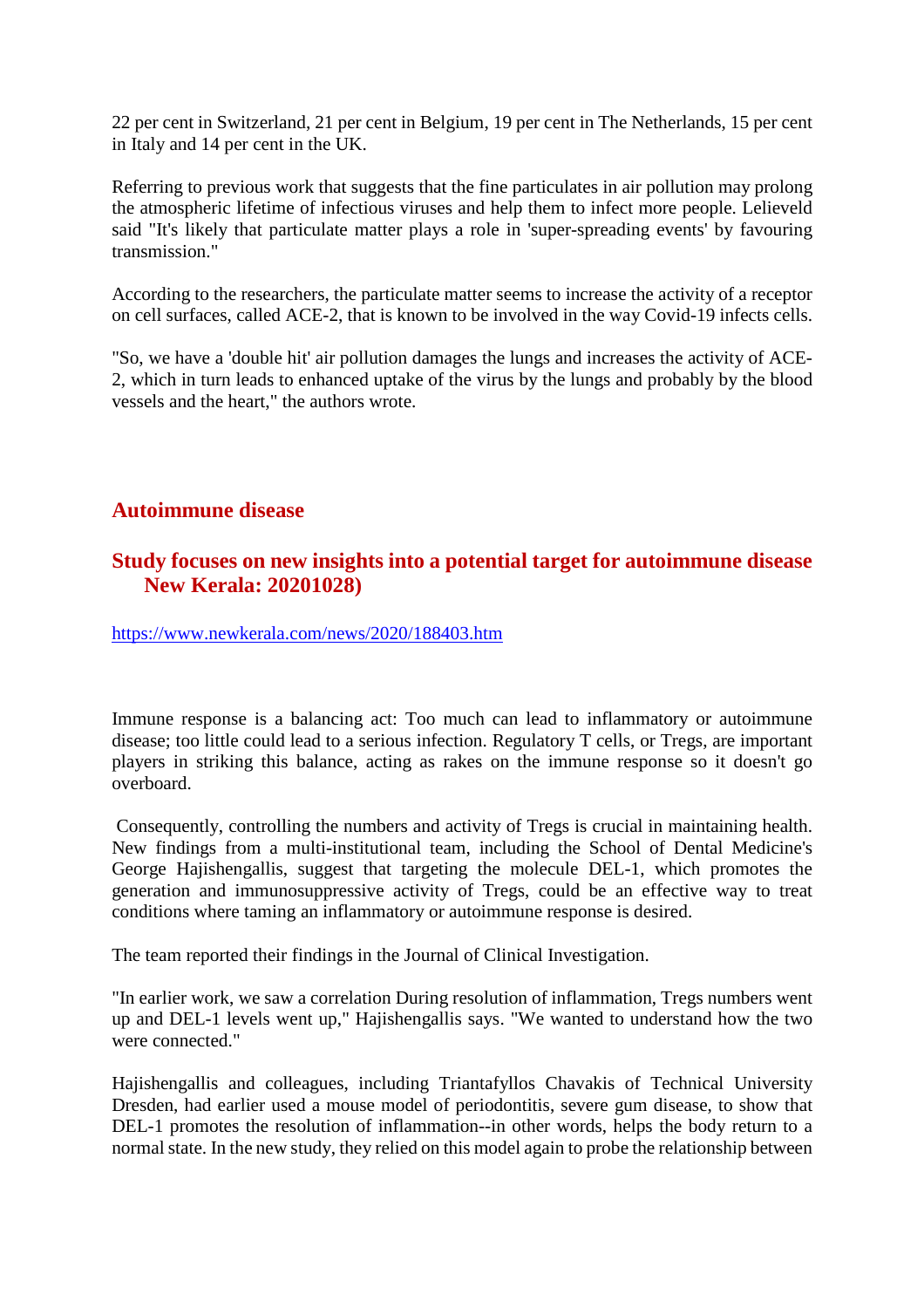22 per cent in Switzerland, 21 per cent in Belgium, 19 per cent in The Netherlands, 15 per cent in Italy and 14 per cent in the UK.

Referring to previous work that suggests that the fine particulates in air pollution may prolong the atmospheric lifetime of infectious viruses and help them to infect more people. Lelieveld said "It's likely that particulate matter plays a role in 'super-spreading events' by favouring transmission."

According to the researchers, the particulate matter seems to increase the activity of a receptor on cell surfaces, called ACE-2, that is known to be involved in the way Covid-19 infects cells.

"So, we have a 'double hit' air pollution damages the lungs and increases the activity of ACE-2, which in turn leads to enhanced uptake of the virus by the lungs and probably by the blood vessels and the heart," the authors wrote.

## Autoimmune disease

### Study focuses on new insights into a potential target for autoimmune disease New Kerala: 20201028)

https://www.newkerala.com/news/2020/188403.htm

Immune response is a balancing act: Too much can lead to inflammatory or autoimmune disease; too little could lead to a serious infection. Regulatory T cells, or Tregs, are important players in striking this balance, acting as rakes on the immune response so it doesn't go overboard.

Consequently, controlling the numbers and activity of Tregs is crucial in maintaining health. New findings from a multi-institutional team, including the School of Dental Medicine's George Hajishengallis, suggest that targeting the molecule DEL-1, which promotes the generation and immunosuppressive activity of Tregs, could be an effective way to treat conditions where taming an inflammatory or autoimmune response is desired.

The team reported their findings in the Journal of Clinical Investigation.

"In earlier work, we saw a correlation During resolution of inflammation, Tregs numbers went up and DEL-1 levels went up," Hajishengallis says. "We wanted to understand how the two were connected."

Hajishengallis and colleagues, including Triantafyllos Chavakis of Technical University Dresden, had earlier used a mouse model of periodontitis, severe gum disease, to show that DEL-1 promotes the resolution of inflammation--in other words, helps the body return to a normal state. In the new study, they relied on this model again to probe the relationship between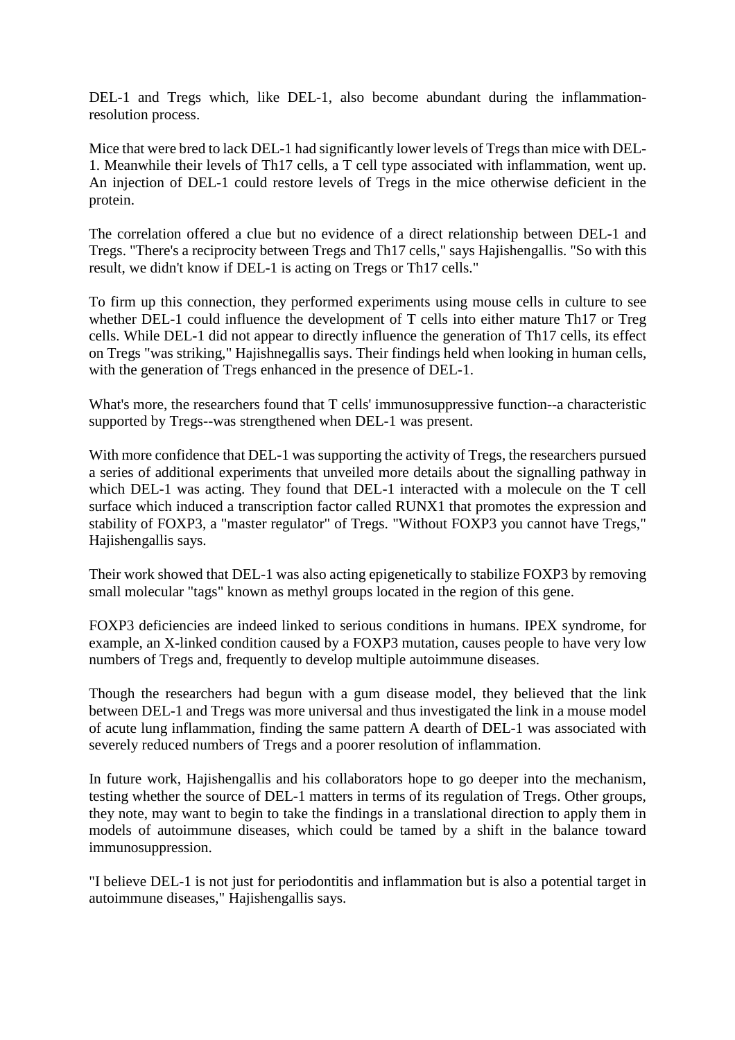DEL-1 and Tregs which, like DEL-1, also become abundant during the inflammation-resolution process.

Mice that were bred to lack DEL-1 had significantly lower levels of Tregs than mice with DEL-1. Meanwhile their levels of Th17 cells, a T cell type associated with inflammation, went up. An injection of DEL-1 could restore levels of Tregs in the mice otherwise deficient in the protein.

The correlation offered a clue but no evidence of a direct relationship between DEL-1 and Tregs. "There's a reciprocity between Tregs and Th17 cells," says Hajishengallis. "So with this result, we didn't know if DEL-1 is acting on Tregs or Th17 cells."

To firm up this connection, they performed experiments using mouse cells in culture to see whether DEL-1 could influence the development of T cells into either mature Th17 or Treg cells. While DEL-1 did not appear to directly influence the generation of Th17 cells, its effect on Tregs "was striking," Hajishnegallis says. Their findings held when looking in human cells, with the generation of Tregs enhanced in the presence of DEL-1.

What's more, the researchers found that T cells' immunosuppressive function--a characteristic supported by Tregs--was strengthened when DEL-1 was present.

With more confidence that DEL-1 was supporting the activity of Tregs, the researchers pursued a series of additional experiments that unveiled more details about the signalling pathway in which DEL-1 was acting. They found that DEL-1 interacted with a molecule on the T cell surface which induced a transcription factor called RUNX1 that promotes the expression and stability of FOXP3, a "master regulator" of Tregs. "Without FOXP3 you cannot have Tregs," Hajishengallis says.

Their work showed that DEL-1 was also acting epigenetically to stabilize FOXP3 by removing small molecular "tags" known as methyl groups located in the region of this gene.

FOXP3 deficiencies are indeed linked to serious conditions in humans. IPEX syndrome, for example, an X-linked condition caused by a FOXP3 mutation, causes people to have very low numbers of Tregs and, frequently to develop multiple autoimmune diseases.

Though the researchers had begun with a gum disease model, they believed that the link between DEL-1 and Tregs was more universal and thus investigated the link in a mouse model of acute lung inflammation, finding the same pattern A dearth of DEL-1 was associated with severely reduced numbers of Tregs and a poorer resolution of inflammation.

In future work, Hajishengallis and his collaborators hope to go deeper into the mechanism, testing whether the source of DEL-1 matters in terms of its regulation of Tregs. Other groups, they note, may want to begin to take the findings in a translational direction to apply them in models of autoimmune diseases, which could be tamed by a shift in the balance toward immunosuppression.

"I believe DEL-1 is not just for periodontitis and inflammation but is also a potential target in autoimmune diseases," Hajishengallis says.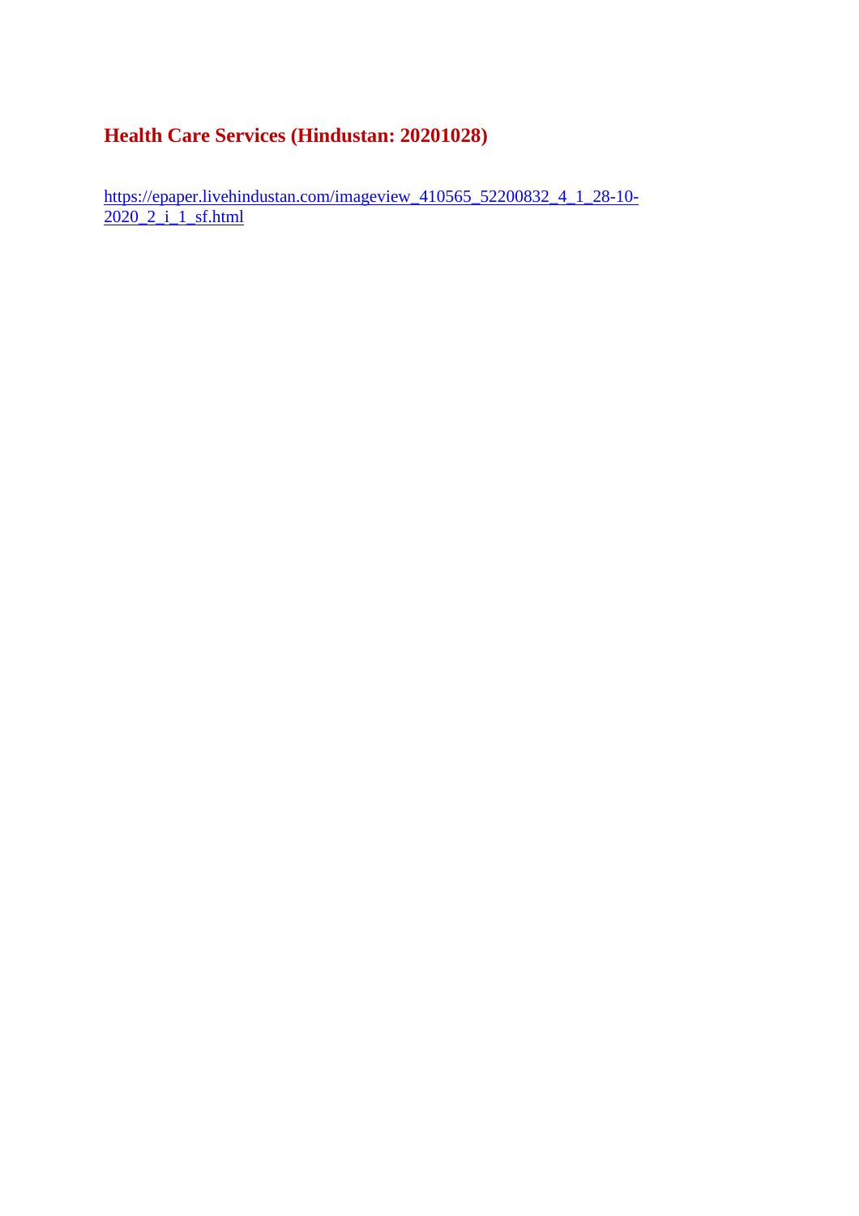## Health Care Services (Hindustan: 20201028)

https://epaper.livehindustan.com/imageview_410565_52200832_4_1_28-10-2020_2_i_1_sf.html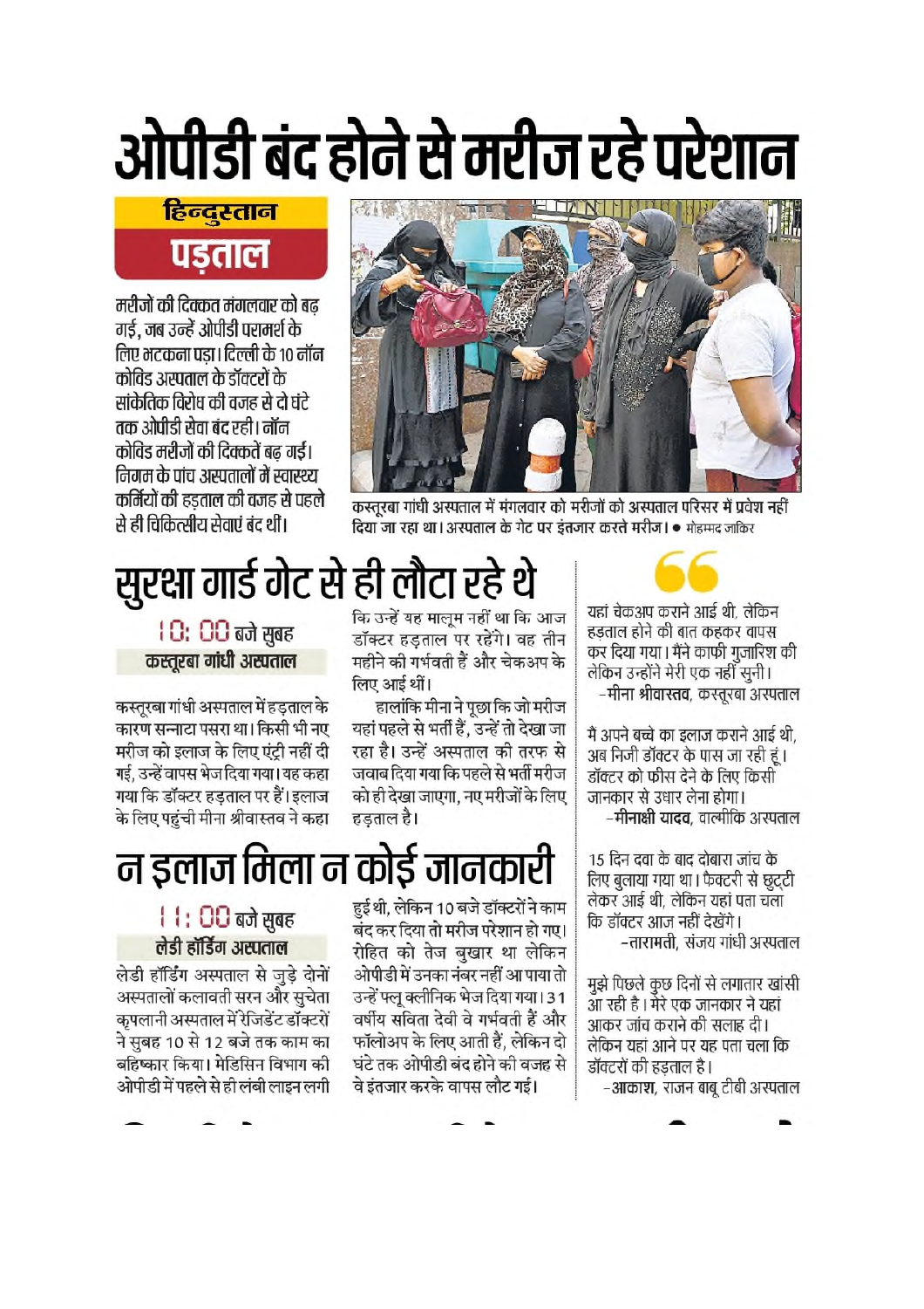# ओपीडी बंद होने से मरीज रहे परेशान

**हिन्दुस्तान पड़ताल**

मरीजों की दिक्कत मंगलवार को बढ़ गई, जब उन्हें ओपीडी परामर्श के लिए भटकना पड़ा। दिल्ली के 10 नॉन कोविड अस्पताल के डॉक्टरों के सांकेतिक विरोध की वजह से दो घंटे तक ओपीडी सेवा बंद रही। नॉन कोविड मरीजों की दिक्कतें बढ़ गईं। निगम के पांच अस्पतालों में स्वास्थ्य कर्मियों की हड़ताल की वजह से पहले से ही चिकित्सीय सेवाएं बंद थीं।

कस्तूरबा गांधी अस्पताल में मंगलवार को मरीजों को अस्पताल परिसर में प्रवेश नहीं दिया जा रहा था। अस्पताल के गेट पर इंतजार करते मरीज। ● मोहम्मद जाकिर

## सुरक्षा गार्ड गेट से ही लौटा रहे थे

**10: 00 बजे सुबह**
**कस्तूरबा गांधी अस्पताल**

कस्तूरबा गांधी अस्पताल में हड़ताल के कारण सन्नाटा पसरा था। किसी भी नए मरीज को इलाज के लिए एंट्री नहीं दी गई, उन्हें वापस भेज दिया गया। यह कहा गया कि डॉक्टर हड़ताल पर हैं। इलाज के लिए पहुंची मीना श्रीवास्तव ने कहा कि उन्हें यह मालूम नहीं था कि आज डॉक्टर हड़ताल पर रहेंगे। वह तीन महीने की गर्भवती हैं और चेकअप के लिए आई थीं।

हालांकि मीना ने पूछा कि जो मरीज यहां पहले से भर्ती हैं, उन्हें तो देखा जा रहा है। उन्हें अस्पताल की तरफ से जवाब दिया गया कि पहले से भर्ती मरीज को ही देखा जाएगा, नए मरीजों के लिए हड़ताल है।

## न इलाज मिला न कोई जानकारी

**11: 00 बजे सुबह**
**लेडी हॉर्डिंग अस्पताल**

लेडी हॉर्डिंग अस्पताल से जुड़े दोनों अस्पतालों कलावती सरन और सुचेता कृपलानी अस्पताल में रेजिडेंट डॉक्टरों ने सुबह 10 से 12 बजे तक काम का बहिष्कार किया। मेडिसिन विभाग की ओपीडी में पहले से ही लंबी लाइन लगी हुई थी, लेकिन 10 बजे डॉक्टरों ने काम बंद कर दिया तो मरीज परेशान हो गए। रोहित को तेज बुखार था लेकिन ओपीडी में उनका नंबर नहीं आ पाया तो उन्हें फ्लू क्लीनिक भेज दिया गया। 31 वर्षीय सविता देवी वे गर्भवती हैं और फॉलोअप के लिए आती हैं, लेकिन दो घंटे तक ओपीडी बंद होने की वजह से वे इंतजार करके वापस लौट गई।

> यहां चेकअप कराने आई थी, लेकिन हड़ताल होने की बात कहकर वापस कर दिया गया। मैंने काफी गुजारिश की लेकिन उन्होंने मेरी एक नहीं सुनी।
> –**मीना श्रीवास्तव**, कस्तूरबा अस्पताल

> मैं अपने बच्चे का इलाज कराने आई थी, अब निजी डॉक्टर के पास जा रही हूं। डॉक्टर को फीस देने के लिए किसी जानकार से उधार लेना होगा।
> –**मीनाक्षी यादव**, वाल्मीकि अस्पताल

> 15 दिन दवा के बाद दोबारा जांच के लिए बुलाया गया था। फैक्टरी से छुट्टी लेकर आई थी, लेकिन यहां पता चला कि डॉक्टर आज नहीं देखेंगे।
> –तारामती, संजय गांधी अस्पताल

> मुझे पिछले कुछ दिनों से लगातार खांसी आ रही है। मेरे एक जानकार ने यहां आकर जांच कराने की सलाह दी। लेकिन यहां आने पर यह पता चला कि डॉक्टरों की हड़ताल है।
> –**आकाश**, राजन बाबू टीबी अस्पताल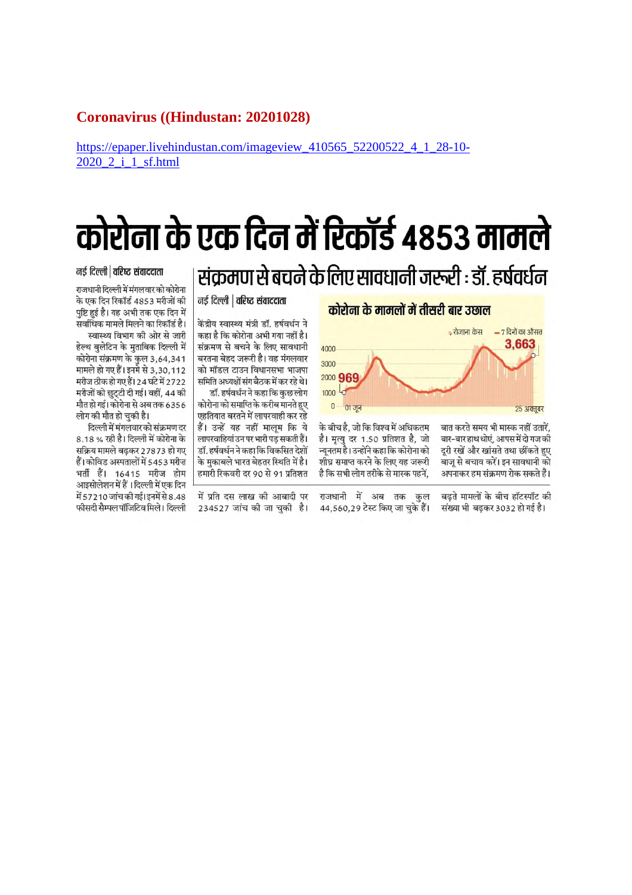**Coronavirus ((Hindustan: 20201028)**

https://epaper.livehindustan.com/imageview_410565_52200522_4_1_28-10-2020_2_i_1_sf.html

# कोरोना के एक दिन में रिकॉर्ड 4853 मामले

**नई दिल्ली | वरिष्ठ संवाददाता**

राजधानी दिल्ली में मंगलवार को कोरोना के एक दिन रिकॉर्ड 4853 मरीजों की पुष्टि हुई है। यह अभी तक एक दिन में सर्वाधिक मामले मिलने का रिकॉर्ड है।

स्वास्थ्य विभाग की ओर से जारी हेल्थ बुलेटिन के मुताबिक दिल्ली में कोरोना संक्रमण के कुल 3,64,341 मामले हो गए हैं। इनमें से 3,30,112 मरीज ठीक हो गए हैं। 24 घंटे में 2722 मरीजों को छुट्टी दी गई। वहीं, 44 की मौत हो गई। कोरोना से अब तक 6356 लोग की मौत हो चुकी है।

दिल्ली में मंगलवार को संक्रमण दर 8.18 % रही है। दिल्ली में कोरोना के सक्रिय मामले बढ़कर 27873 हो गए हैं। कोविड अस्पतालों में 5453 मरीज भर्ती हैं। 16415 मरीज होम आइसोलेशन में हैं। दिल्ली में एक दिन में 57210 जांच की गई। इनमें से 8.48 फीसदी सैम्पल पॉजिटिव मिले। दिल्ली राजधानी में अब तक कुल 44,560,29 टेस्ट किए जा चुके हैं। बढ़ते मामलों के बीच हॉटस्पॉट की संख्या भी बढ़कर 3032 हो गई है।

## संक्रमण से बचने के लिए सावधानी जरूरी : डॉ. हर्षवर्धन

**नई दिल्ली | वरिष्ठ संवाददाता**

केंद्रीय स्वास्थ्य मंत्री डॉ. हर्षवर्धन ने कहा है कि कोरोना अभी गया नहीं है। संक्रमण से बचने के लिए सावधानी बरतना बेहद जरूरी है। वह मंगलवार को मॉडल टाउन विधानसभा भाजपा समिति अध्यक्षों संग बैठक में कर रहे थे।

डॉ. हर्षवर्धन ने कहा कि कुछ लोग कोरोना को समाप्ति के करीब मानते हुए एहतियात बरतने में लापरवाही कर रहे हैं। उन्हें यह नहीं मालूम कि ये लापरवाहियां उन पर भारी पड़ सकती हैं। डॉ. हर्षवर्धन ने कहा कि विकसित देशों के मुकाबले भारत बेहतर स्थिति में है। हमारी रिकवरी दर 90 से 91 प्रतिशत के बीच है, जो कि विश्व में अधिकतम है। मृत्यु दर 1.50 प्रतिशत है, जो न्यूनतम है। उन्होंने कहा कि कोरोना को शीघ्र समाप्त करने के लिए यह जरूरी है कि सभी लोग तरीके से मास्क पहनें, बात करते समय भी मास्क नहीं उतारें, बार-बार हाथ धोएं, आपस में दो गज की दूरी रखें और खांसते तथा छींकते हुए बाजू से बचाव करें। इन सावधानी को अपनाकर हम संक्रमण रोक सकते हैं। में प्रति दस लाख की आबादी पर 234527 जांच की जा चुकी है।

**कोरोना के मामलों में तीसरी बार उछाल**

रोजाना केस — 7 दिनों का औसत

3,663

969

4000
3000
2000
1000
0

01 जून

25 अक्तूबर